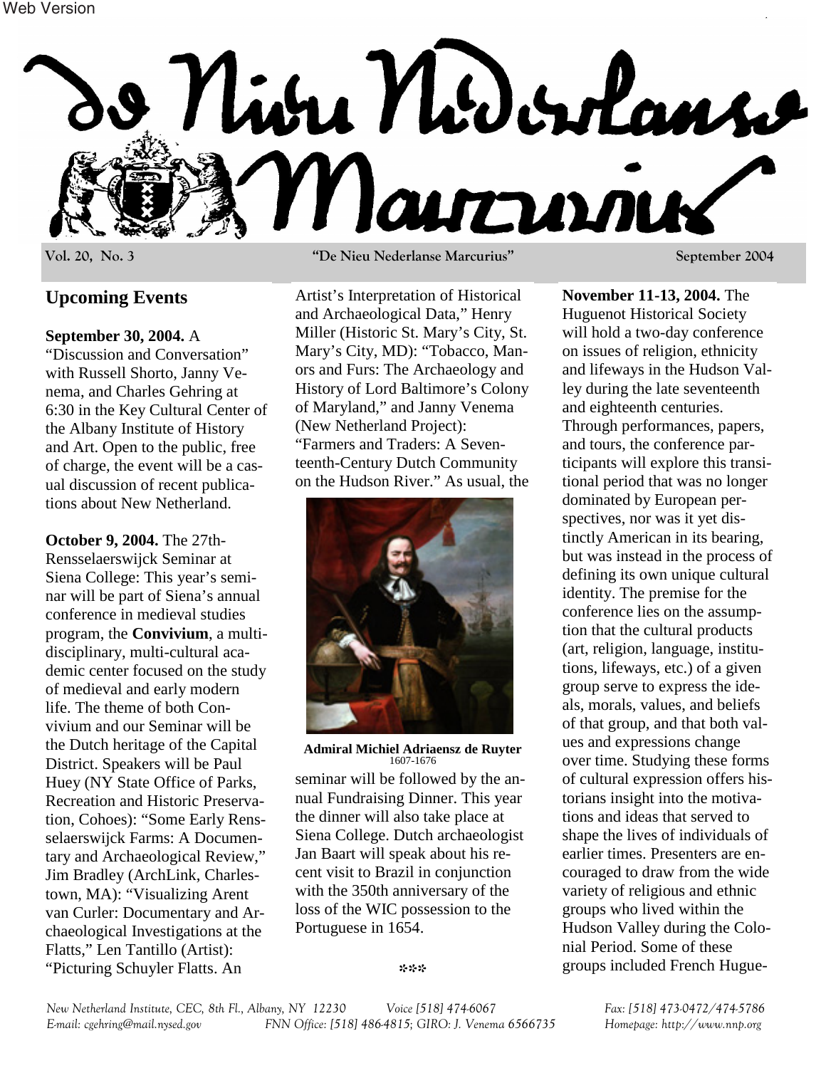# De Nieu Nederlanse Marcurius

**Vol. 20, No. 3** — **"De Nieu Nederlanse Marcurius"** — **September 2004**

## Upcoming Events

**September 30, 2004.** A "Discussion and Conversation" with Russell Shorto, Janny Venema, and Charles Gehring at 6:30 in the Key Cultural Center of the Albany Institute of History and Art. Open to the public, free of charge, the event will be a casual discussion of recent publications about New Netherland.

**October 9, 2004.** The 27th-Rensselaerswijck Seminar at Siena College: This year's seminar will be part of Siena's annual conference in medieval studies program, the **Convivium**, a multidisciplinary, multi-cultural academic center focused on the study of medieval and early modern life. The theme of both Convivium and our Seminar will be the Dutch heritage of the Capital District. Speakers will be Paul Huey (NY State Office of Parks, Recreation and Historic Preservation, Cohoes): "Some Early Rensselaerswijck Farms: A Documentary and Archaeological Review," Jim Bradley (ArchLink, Charlestown, MA): "Visualizing Arent van Curler: Documentary and Archaeological Investigations at the Flatts," Len Tantillo (Artist): "Picturing Schuyler Flatts. An Artist's Interpretation of Historical and Archaeological Data," Henry Miller (Historic St. Mary's City, St. Mary's City, MD): "Tobacco, Manors and Furs: The Archaeology and History of Lord Baltimore's Colony of Maryland," and Janny Venema (New Netherland Project): "Farmers and Traders: A Seventeenth-Century Dutch Community on the Hudson River." As usual, the seminar will be followed by the annual Fundraising Dinner. This year the dinner will also take place at Siena College. Dutch archaeologist Jan Baart will speak about his recent visit to Brazil in conjunction with the 350th anniversary of the loss of the WIC possession to the Portuguese in 1654.

**Admiral Michiel Adriaensz de Ruyter**
1607-1676

❊❊❊

**November 11-13, 2004.** The Huguenot Historical Society will hold a two-day conference on issues of religion, ethnicity and lifeways in the Hudson Valley during the late seventeenth and eighteenth centuries. Through performances, papers, and tours, the conference participants will explore this transitional period that was no longer dominated by European perspectives, nor was it yet distinctly American in its bearing, but was instead in the process of defining its own unique cultural identity. The premise for the conference lies on the assumption that the cultural products (art, religion, language, institutions, lifeways, etc.) of a given group serve to express the ideals, morals, values, and beliefs of that group, and that both values and expressions change over time. Studying these forms of cultural expression offers historians insight into the motivations and ideas that served to shape the lives of individuals of earlier times. Presenters are encouraged to draw from the wide variety of religious and ethnic groups who lived within the Hudson Valley during the Colonial Period. Some of these groups included French Hugue-

*New Netherland Institute, CEC, 8th Fl., Albany, NY 12230 — Voice [518] 474-6067 — Fax: [518] 473-0472/474-5786*
*E-mail: cgehring@mail.nysed.gov — FNN Office: [518] 486-4815; GIRO: J. Venema 6566735 — Homepage: http://www.nnp.org*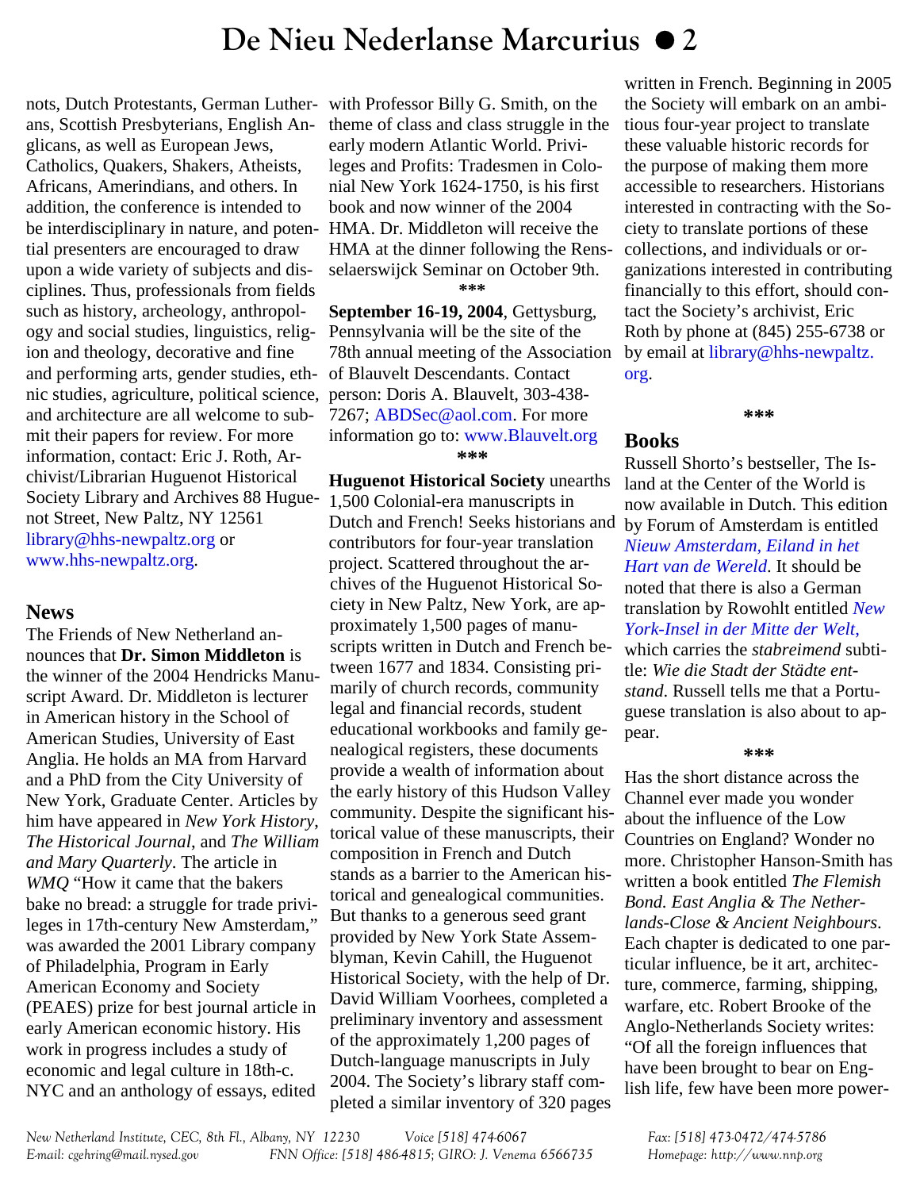nots, Dutch Protestants, German Lutherans, Scottish Presbyterians, English Anglicans, as well as European Jews, Catholics, Quakers, Shakers, Atheists, Africans, Amerindians, and others. In addition, the conference is intended to be interdisciplinary in nature, and potential presenters are encouraged to draw upon a wide variety of subjects and disciplines. Thus, professionals from fields such as history, archeology, anthropology and social studies, linguistics, religion and theology, decorative and fine and performing arts, gender studies, ethnic studies, agriculture, political science, and architecture are all welcome to submit their papers for review. For more information, contact: Eric J. Roth, Archivist/Librarian Huguenot Historical Society Library and Archives 88 Huguenot Street, New Paltz, NY 12561 library@hhs-newpaltz.org or www.hhs-newpaltz.org.

## News

The Friends of New Netherland announces that **Dr. Simon Middleton** is the winner of the 2004 Hendricks Manuscript Award. Dr. Middleton is lecturer in American history in the School of American Studies, University of East Anglia. He holds an MA from Harvard and a PhD from the City University of New York, Graduate Center. Articles by him have appeared in *New York History*, *The Historical Journal*, and *The William and Mary Quarterly*. The article in *WMQ* "How it came that the bakers bake no bread: a struggle for trade privileges in 17th-century New Amsterdam," was awarded the 2001 Library company of Philadelphia, Program in Early American Economy and Society (PEAES) prize for best journal article in early American economic history. His work in progress includes a study of economic and legal culture in 18th-c. NYC and an anthology of essays, edited with Professor Billy G. Smith, on the theme of class and class struggle in the early modern Atlantic World. Privileges and Profits: Tradesmen in Colonial New York 1624-1750, is his first book and now winner of the 2004 HMA. Dr. Middleton will receive the HMA at the dinner following the Rensselaerswijck Seminar on October 9th.

***

**September 16-19, 2004**, Gettysburg, Pennsylvania will be the site of the 78th annual meeting of the Association of Blauvelt Descendants. Contact person: Doris A. Blauvelt, 303-438-7267; ABDSec@aol.com. For more information go to: www.Blauvelt.org

***

**Huguenot Historical Society** unearths 1,500 Colonial-era manuscripts in Dutch and French! Seeks historians and contributors for four-year translation project. Scattered throughout the archives of the Huguenot Historical Society in New Paltz, New York, are approximately 1,500 pages of manuscripts written in Dutch and French between 1677 and 1834. Consisting primarily of church records, community legal and financial records, student educational workbooks and family genealogical registers, these documents provide a wealth of information about the early history of this Hudson Valley community. Despite the significant historical value of these manuscripts, their composition in French and Dutch stands as a barrier to the American historical and genealogical communities. But thanks to a generous seed grant provided by New York State Assemblyman, Kevin Cahill, the Huguenot Historical Society, with the help of Dr. David William Voorhees, completed a preliminary inventory and assessment of the approximately 1,200 pages of Dutch-language manuscripts in July 2004. The Society's library staff completed a similar inventory of 320 pages written in French. Beginning in 2005 the Society will embark on an ambitious four-year project to translate these valuable historic records for the purpose of making them more accessible to researchers. Historians interested in contracting with the Society to translate portions of these collections, and individuals or organizations interested in contributing financially to this effort, should contact the Society's archivist, Eric Roth by phone at (845) 255-6738 or by email at library@hhs-newpaltz.org.

***

## Books

Russell Shorto's bestseller, The Island at the Center of the World is now available in Dutch. This edition by Forum of Amsterdam is entitled *Nieuw Amsterdam, Eiland in het Hart van de Wereld*. It should be noted that there is also a German translation by Rowohlt entitled *New York-Insel in der Mitte der Welt,* which carries the *stabreimend* subtitle: *Wie die Stadt der Städte entstand*. Russell tells me that a Portuguese translation is also about to appear.

***

Has the short distance across the Channel ever made you wonder about the influence of the Low Countries on England? Wonder no more. Christopher Hanson-Smith has written a book entitled *The Flemish Bond. East Anglia & The Netherlands-Close & Ancient Neighbours*. Each chapter is dedicated to one particular influence, be it art, architecture, commerce, farming, shipping, warfare, etc. Robert Brooke of the Anglo-Netherlands Society writes: "Of all the foreign influences that have been brought to bear on English life, few have been more power-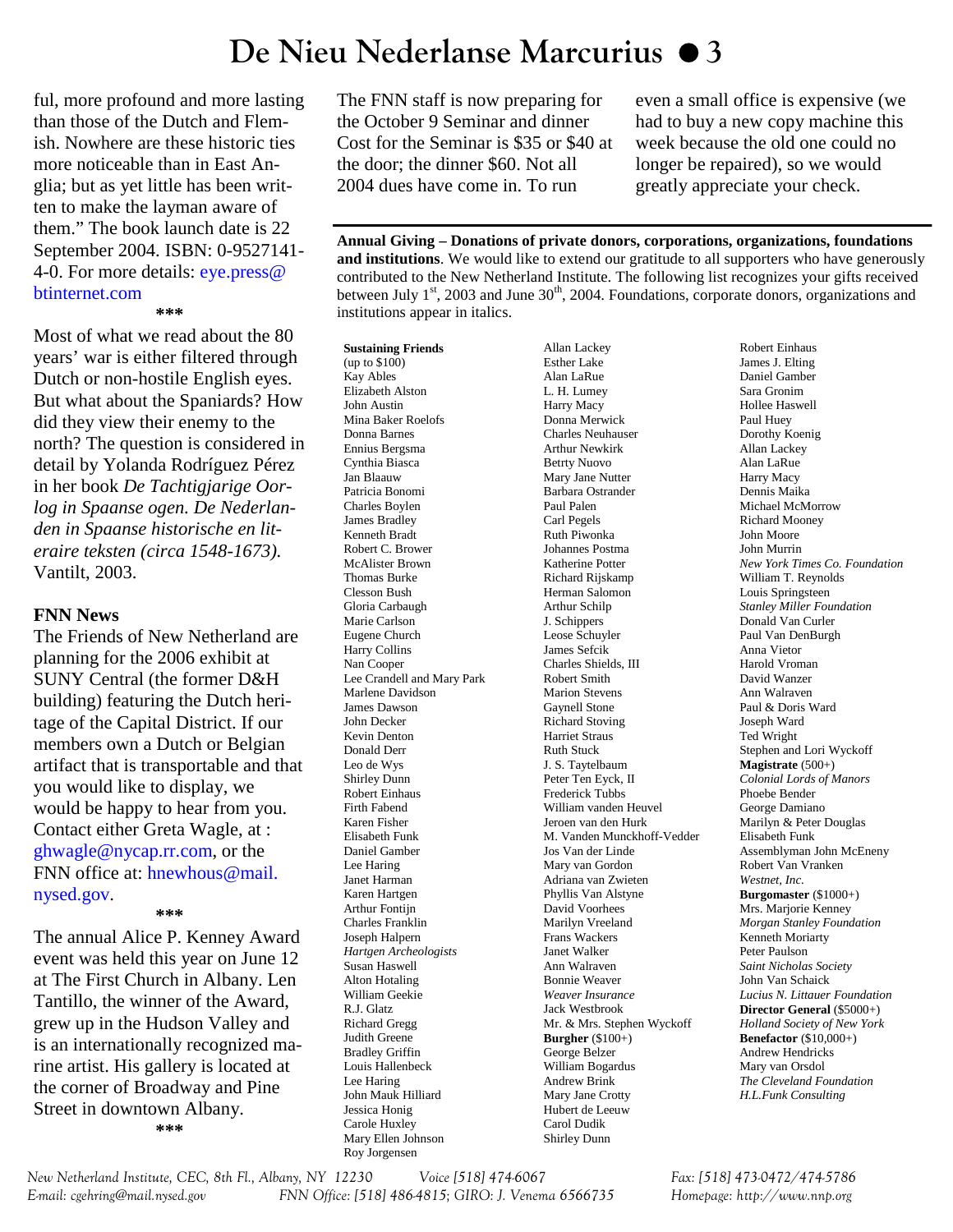ful, more profound and more lasting than those of the Dutch and Flemish. Nowhere are these historic ties more noticeable than in East Anglia; but as yet little has been written to make the layman aware of them." The book launch date is 22 September 2004. ISBN: 0-9527141-4-0. For more details: eye.press@btinternet.com

\*\*\*

Most of what we read about the 80 years' war is either filtered through Dutch or non-hostile English eyes. But what about the Spaniards? How did they view their enemy to the north? The question is considered in detail by Yolanda Rodríguez Pérez in her book *De Tachtigjarige Oorlog in Spaanse ogen. De Nederlanden in Spaanse historische en literaire teksten (circa 1548-1673).* Vantilt, 2003.

## FNN News

The Friends of New Netherland are planning for the 2006 exhibit at SUNY Central (the former D&H building) featuring the Dutch heritage of the Capital District. If our members own a Dutch or Belgian artifact that is transportable and that you would like to display, we would be happy to hear from you. Contact either Greta Wagle, at : ghwagle@nycap.rr.com, or the FNN office at: hnewhous@mail.nysed.gov.

\*\*\*

The annual Alice P. Kenney Award event was held this year on June 12 at The First Church in Albany. Len Tantillo, the winner of the Award, grew up in the Hudson Valley and is an internationally recognized marine artist. His gallery is located at the corner of Broadway and Pine Street in downtown Albany.

\*\*\*

The FNN staff is now preparing for the October 9 Seminar and dinner Cost for the Seminar is $35 or $40 at the door; the dinner $60. Not all 2004 dues have come in. To run even a small office is expensive (we had to buy a new copy machine this week because the old one could no longer be repaired), so we would greatly appreciate your check.

---

**Annual Giving – Donations of private donors, corporations, organizations, foundations and institutions**. We would like to extend our gratitude to all supporters who have generously contributed to the New Netherland Institute. The following list recognizes your gifts received between July 1st, 2003 and June 30th, 2004. Foundations, corporate donors, organizations and institutions appear in italics.

**Sustaining Friends** (up to $100)
Kay Ables
Elizabeth Alston
John Austin
Mina Baker Roelofs
Donna Barnes
Ennius Bergsma
Cynthia Biasca
Jan Blaauw
Patricia Bonomi
Charles Boylen
James Bradley
Kenneth Bradt
Robert C. Brower
McAlister Brown
Thomas Burke
Clesson Bush
Gloria Carbaugh
Marie Carlson
Eugene Church
Harry Collins
Nan Cooper
Lee Crandell and Mary Park
Marlene Davidson
James Dawson
John Decker
Kevin Denton
Donald Derr
Leo de Wys
Shirley Dunn
Robert Einhaus
Firth Fabend
Karen Fisher
Elisabeth Funk
Daniel Gamber
Lee Haring
Janet Harman
Karen Hartgen
Arthur Fontijn
Charles Franklin
Joseph Halpern
*Hartgen Archeologists*
Susan Haswell
Alton Hotaling
William Geekie
R.J. Glatz
Richard Gregg
Judith Greene
Bradley Griffin
Louis Hallenbeck
Lee Haring
John Mauk Hilliard
Jessica Honig
Carole Huxley
Mary Ellen Johnson
Roy Jorgensen
Allan Lackey
Esther Lake
Alan LaRue
L. H. Lumey
Harry Macy
Donna Merwick
Charles Neuhauser
Arthur Newkirk
Betrty Nuovo
Mary Jane Nutter
Barbara Ostrander
Paul Palen
Carl Pegels
Ruth Piwonka
Johannes Postma
Katherine Potter
Richard Rijskamp
Herman Salomon
Arthur Schilp
J. Schippers
Leose Schuyler
James Sefcik
Charles Shields, III
Robert Smith
Marion Stevens
Gaynell Stone
Richard Stoving
Harriet Straus
Ruth Stuck
J. S. Taytelbaum
Peter Ten Eyck, II
Frederick Tubbs
William vanden Heuvel
Jeroen van den Hurk
M. Vanden Munckhoff-Vedder
Jos Van der Linde
Mary van Gordon
Adriana van Zwieten
Phyllis Van Alstyne
David Voorhees
Marilyn Vreeland
Frans Wackers
Janet Walker
Ann Walraven
Bonnie Weaver
*Weaver Insurance*
Jack Westbrook
Mr. & Mrs. Stephen Wyckoff

**Burgher** ($100+)
George Belzer
William Bogardus
Andrew Brink
Mary Jane Crotty
Hubert de Leeuw
Carol Dudik
Shirley Dunn
Robert Einhaus
James J. Elting
Daniel Gamber
Sara Gronim
Hollee Haswell
Paul Huey
Dorothy Koenig
Allan Lackey
Alan LaRue
Harry Macy
Dennis Maika
Michael McMorrow
Richard Mooney
John Moore
John Murrin
*New York Times Co. Foundation*
William T. Reynolds
Louis Springsteen
*Stanley Miller Foundation*
Donald Van Curler
Paul Van DenBurgh
Anna Vietor
Harold Vroman
David Wanzer
Ann Walraven
Paul & Doris Ward
Joseph Ward
Ted Wright
Stephen and Lori Wyckoff

**Magistrate** (500+)
*Colonial Lords of Manors*
Phoebe Bender
George Damiano
Marilyn & Peter Douglas
Elisabeth Funk
Assemblyman John McEneny
Robert Van Vranken
*Westnet, Inc.*

**Burgomaster** ($1000+)
Mrs. Marjorie Kenney
*Morgan Stanley Foundation*
Kenneth Moriarty
Peter Paulson
*Saint Nicholas Society*
John Van Schaick
*Lucius N. Littauer Foundation*

**Director General** ($5000+)
*Holland Society of New York*

**Benefactor** ($10,000+)
Andrew Hendricks
Mary van Orsdol
*The Cleveland Foundation*
*H.L.Funk Consulting*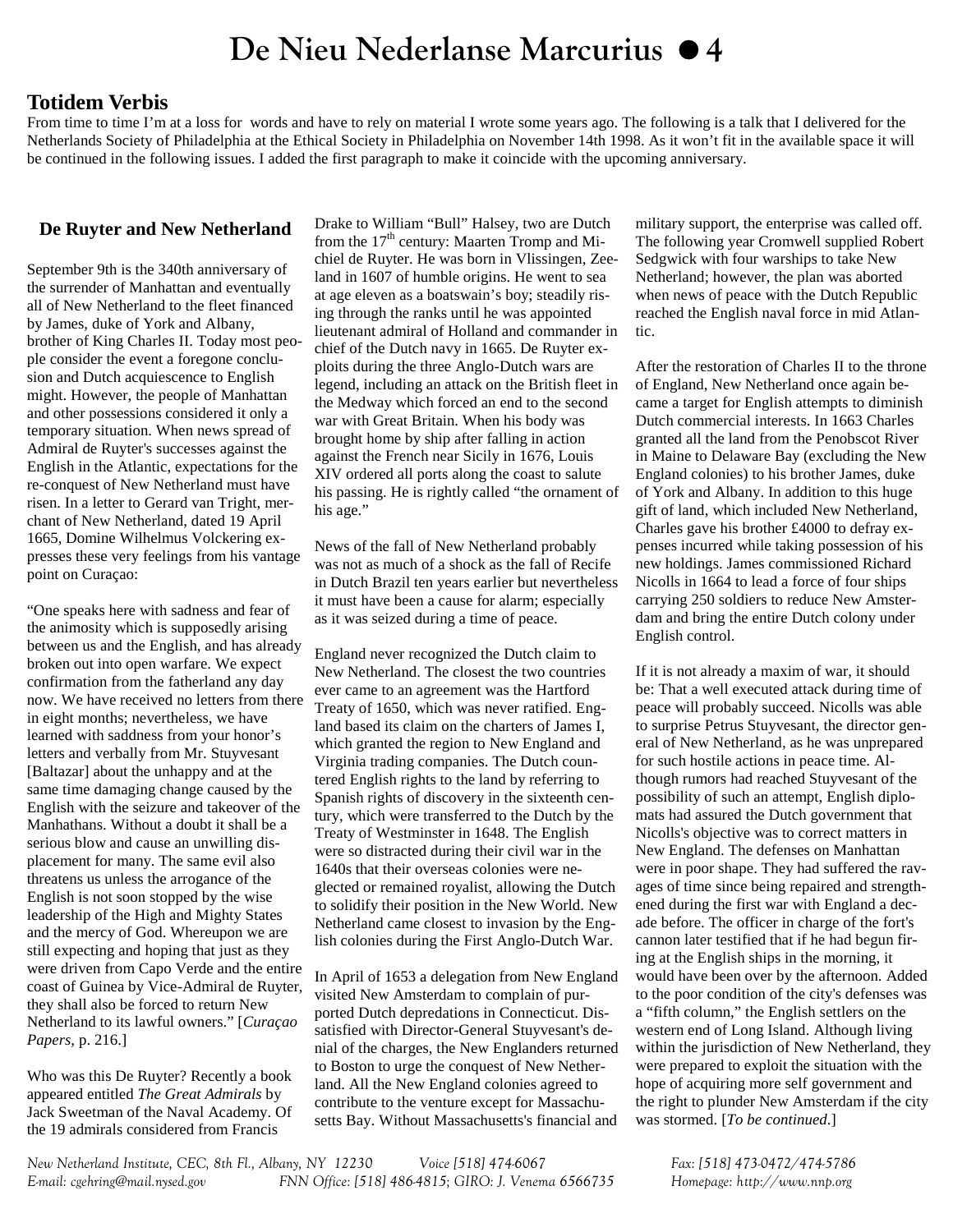# De Nieu Nederlanse Marcurius ● 4

## Totidem Verbis

From time to time I'm at a loss for words and have to rely on material I wrote some years ago. The following is a talk that I delivered for the Netherlands Society of Philadelphia at the Ethical Society in Philadelphia on November 14th 1998. As it won't fit in the available space it will be continued in the following issues. I added the first paragraph to make it coincide with the upcoming anniversary.

### De Ruyter and New Netherland

September 9th is the 340th anniversary of the surrender of Manhattan and eventually all of New Netherland to the fleet financed by James, duke of York and Albany, brother of King Charles II. Today most people consider the event a foregone conclusion and Dutch acquiescence to English might. However, the people of Manhattan and other possessions considered it only a temporary situation. When news spread of Admiral de Ruyter's successes against the English in the Atlantic, expectations for the re-conquest of New Netherland must have risen. In a letter to Gerard van Tright, merchant of New Netherland, dated 19 April 1665, Domine Wilhelmus Volckering expresses these very feelings from his vantage point on Curaçao:

"One speaks here with sadness and fear of the animosity which is supposedly arising between us and the English, and has already broken out into open warfare. We expect confirmation from the fatherland any day now. We have received no letters from there in eight months; nevertheless, we have learned with saddness from your honor's letters and verbally from Mr. Stuyvesant [Baltazar] about the unhappy and at the same time damaging change caused by the English with the seizure and takeover of the Manhathans. Without a doubt it shall be a serious blow and cause an unwilling displacement for many. The same evil also threatens us unless the arrogance of the English is not soon stopped by the wise leadership of the High and Mighty States and the mercy of God. Whereupon we are still expecting and hoping that just as they were driven from Capo Verde and the entire coast of Guinea by Vice-Admiral de Ruyter, they shall also be forced to return New Netherland to its lawful owners." [*Curaçao Papers*, p. 216.]

Who was this De Ruyter? Recently a book appeared entitled *The Great Admirals* by Jack Sweetman of the Naval Academy. Of the 19 admirals considered from Francis Drake to William "Bull" Halsey, two are Dutch from the 17th century: Maarten Tromp and Michiel de Ruyter. He was born in Vlissingen, Zeeland in 1607 of humble origins. He went to sea at age eleven as a boatswain's boy; steadily rising through the ranks until he was appointed lieutenant admiral of Holland and commander in chief of the Dutch navy in 1665. De Ruyter exploits during the three Anglo-Dutch wars are legend, including an attack on the British fleet in the Medway which forced an end to the second war with Great Britain. When his body was brought home by ship after falling in action against the French near Sicily in 1676, Louis XIV ordered all ports along the coast to salute his passing. He is rightly called "the ornament of his age."

News of the fall of New Netherland probably was not as much of a shock as the fall of Recife in Dutch Brazil ten years earlier but nevertheless it must have been a cause for alarm; especially as it was seized during a time of peace.

England never recognized the Dutch claim to New Netherland. The closest the two countries ever came to an agreement was the Hartford Treaty of 1650, which was never ratified. England based its claim on the charters of James I, which granted the region to New England and Virginia trading companies. The Dutch countered English rights to the land by referring to Spanish rights of discovery in the sixteenth century, which were transferred to the Dutch by the Treaty of Westminster in 1648. The English were so distracted during their civil war in the 1640s that their overseas colonies were neglected or remained royalist, allowing the Dutch to solidify their position in the New World. New Netherland came closest to invasion by the English colonies during the First Anglo-Dutch War.

In April of 1653 a delegation from New England visited New Amsterdam to complain of purported Dutch depredations in Connecticut. Dissatisfied with Director-General Stuyvesant's denial of the charges, the New Englanders returned to Boston to urge the conquest of New Netherland. All the New England colonies agreed to contribute to the venture except for Massachusetts Bay. Without Massachusetts's financial and military support, the enterprise was called off. The following year Cromwell supplied Robert Sedgwick with four warships to take New Netherland; however, the plan was aborted when news of peace with the Dutch Republic reached the English naval force in mid Atlantic.

After the restoration of Charles II to the throne of England, New Netherland once again became a target for English attempts to diminish Dutch commercial interests. In 1663 Charles granted all the land from the Penobscot River in Maine to Delaware Bay (excluding the New England colonies) to his brother James, duke of York and Albany. In addition to this huge gift of land, which included New Netherland, Charles gave his brother £4000 to defray expenses incurred while taking possession of his new holdings. James commissioned Richard Nicolls in 1664 to lead a force of four ships carrying 250 soldiers to reduce New Amsterdam and bring the entire Dutch colony under English control.

If it is not already a maxim of war, it should be: That a well executed attack during time of peace will probably succeed. Nicolls was able to surprise Petrus Stuyvesant, the director general of New Netherland, as he was unprepared for such hostile actions in peace time. Although rumors had reached Stuyvesant of the possibility of such an attempt, English diplomats had assured the Dutch government that Nicolls's objective was to correct matters in New England. The defenses on Manhattan were in poor shape. They had suffered the ravages of time since being repaired and strengthened during the first war with England a decade before. The officer in charge of the fort's cannon later testified that if he had begun firing at the English ships in the morning, it would have been over by the afternoon. Added to the poor condition of the city's defenses was a "fifth column," the English settlers on the western end of Long Island. Although living within the jurisdiction of New Netherland, they were prepared to exploit the situation with the hope of acquiring more self government and the right to plunder New Amsterdam if the city was stormed. [*To be continued*.]

*New Netherland Institute, CEC, 8th Fl., Albany, NY 12230 Voice [518] 474-6067 Fax: [518] 473-0472/474-5786*
*E-mail: cgehring@mail.nysed.gov FNN Office: [518] 486-4815; GIRO: J. Venema 6566735 Homepage: http://www.nnp.org*